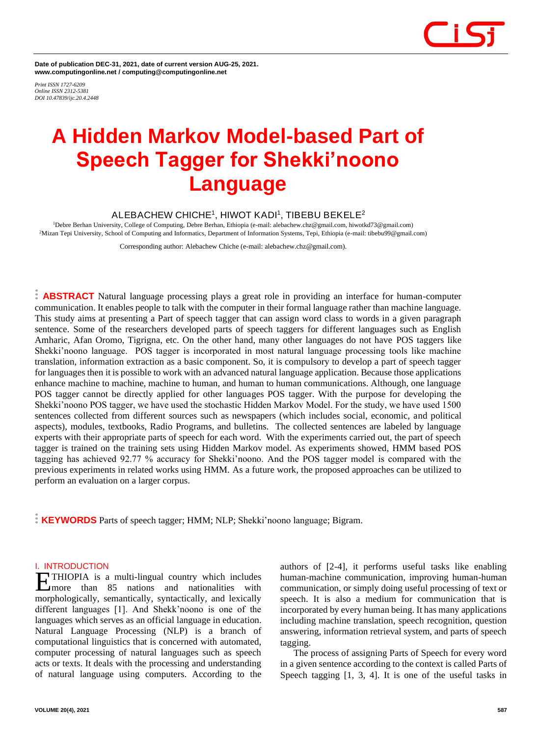Date of publication DEC-31, 2021, date of current version AUG-25, 2021.
www.computingonline.net / computing@computingonline.net

*Print ISSN 1727-6209*
*Online ISSN 2312-5381*
*DOI 10.47839/ijc.20.4.2448*

# A Hidden Markov Model-based Part of Speech Tagger for Shekki'noono Language

ALEBACHEW CHICHE[1], HIWOT KADI[1], TIBEBU BEKELE[2]

[1]Debre Berhan University, College of Computing, Debre Berhan, Ethiopia (e-mail: alebachew.chz@gmail.com, hiwotkd73@gmail.com)
[2]Mizan Tepi University, School of Computing and Informatics, Department of Information Systems, Tepi, Ethiopia (e-mail: tibebu99@gmail.com)

Corresponding author: Alebachew Chiche (e-mail: alebachew.chz@gmail.com).

**ABSTRACT** Natural language processing plays a great role in providing an interface for human-computer communication. It enables people to talk with the computer in their formal language rather than machine language. This study aims at presenting a Part of speech tagger that can assign word class to words in a given paragraph sentence. Some of the researchers developed parts of speech taggers for different languages such as English Amharic, Afan Oromo, Tigrigna, etc. On the other hand, many other languages do not have POS taggers like Shekki'noono language. POS tagger is incorporated in most natural language processing tools like machine translation, information extraction as a basic component. So, it is compulsory to develop a part of speech tagger for languages then it is possible to work with an advanced natural language application. Because those applications enhance machine to machine, machine to human, and human to human communications. Although, one language POS tagger cannot be directly applied for other languages POS tagger. With the purpose for developing the Shekki'noono POS tagger, we have used the stochastic Hidden Markov Model. For the study, we have used 1500 sentences collected from different sources such as newspapers (which includes social, economic, and political aspects), modules, textbooks, Radio Programs, and bulletins. The collected sentences are labeled by language experts with their appropriate parts of speech for each word. With the experiments carried out, the part of speech tagger is trained on the training sets using Hidden Markov model. As experiments showed, HMM based POS tagging has achieved 92.77 % accuracy for Shekki'noono. And the POS tagger model is compared with the previous experiments in related works using HMM. As a future work, the proposed approaches can be utilized to perform an evaluation on a larger corpus.

**KEYWORDS** Parts of speech tagger; HMM; NLP; Shekki'noono language; Bigram.

## I. INTRODUCTION

ETHIOPIA is a multi-lingual country which includes more than 85 nations and nationalities with morphologically, semantically, syntactically, and lexically different languages [1]. And Shekk'noono is one of the languages which serves as an official language in education. Natural Language Processing (NLP) is a branch of computational linguistics that is concerned with automated, computer processing of natural languages such as speech acts or texts. It deals with the processing and understanding of natural language using computers. According to the authors of [2-4], it performs useful tasks like enabling human-machine communication, improving human-human communication, or simply doing useful processing of text or speech. It is also a medium for communication that is incorporated by every human being. It has many applications including machine translation, speech recognition, question answering, information retrieval system, and parts of speech tagging.

The process of assigning Parts of Speech for every word in a given sentence according to the context is called Parts of Speech tagging [1, 3, 4]. It is one of the useful tasks in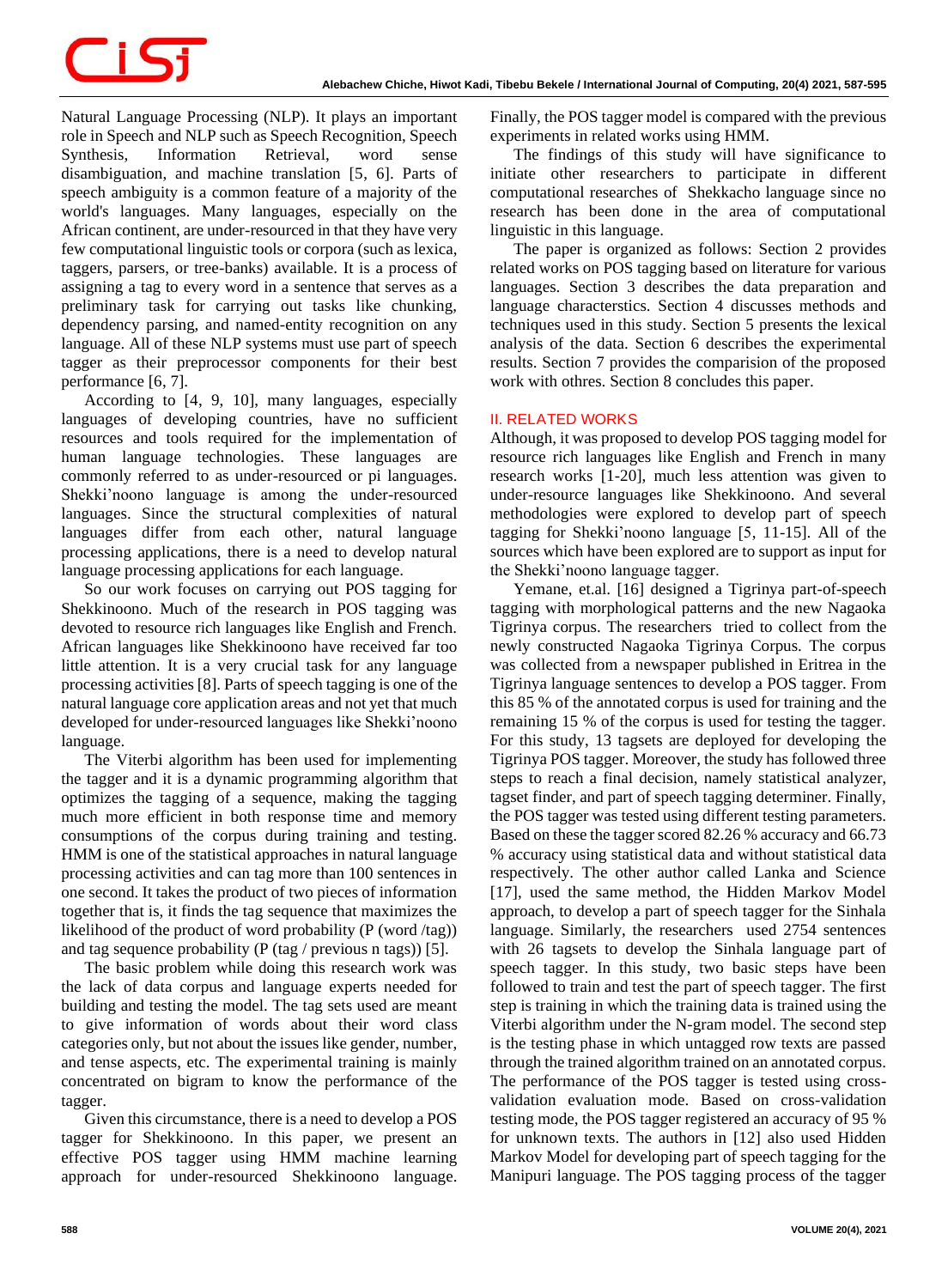Natural Language Processing (NLP). It plays an important role in Speech and NLP such as Speech Recognition, Speech Synthesis, Information Retrieval, word sense disambiguation, and machine translation [5, 6]. Parts of speech ambiguity is a common feature of a majority of the world's languages. Many languages, especially on the African continent, are under-resourced in that they have very few computational linguistic tools or corpora (such as lexica, taggers, parsers, or tree-banks) available. It is a process of assigning a tag to every word in a sentence that serves as a preliminary task for carrying out tasks like chunking, dependency parsing, and named-entity recognition on any language. All of these NLP systems must use part of speech tagger as their preprocessor components for their best performance [6, 7].

According to [4, 9, 10], many languages, especially languages of developing countries, have no sufficient resources and tools required for the implementation of human language technologies. These languages are commonly referred to as under-resourced or pi languages. Shekki'noono language is among the under-resourced languages. Since the structural complexities of natural languages differ from each other, natural language processing applications, there is a need to develop natural language processing applications for each language.

So our work focuses on carrying out POS tagging for Shekkinoono. Much of the research in POS tagging was devoted to resource rich languages like English and French. African languages like Shekkinoono have received far too little attention. It is a very crucial task for any language processing activities [8]. Parts of speech tagging is one of the natural language core application areas and not yet that much developed for under-resourced languages like Shekki'noono language.

The Viterbi algorithm has been used for implementing the tagger and it is a dynamic programming algorithm that optimizes the tagging of a sequence, making the tagging much more efficient in both response time and memory consumptions of the corpus during training and testing. HMM is one of the statistical approaches in natural language processing activities and can tag more than 100 sentences in one second. It takes the product of two pieces of information together that is, it finds the tag sequence that maximizes the likelihood of the product of word probability (P (word /tag)) and tag sequence probability (P (tag / previous n tags)) [5].

The basic problem while doing this research work was the lack of data corpus and language experts needed for building and testing the model. The tag sets used are meant to give information of words about their word class categories only, but not about the issues like gender, number, and tense aspects, etc. The experimental training is mainly concentrated on bigram to know the performance of the tagger.

Given this circumstance, there is a need to develop a POS tagger for Shekkinoono. In this paper, we present an effective POS tagger using HMM machine learning approach for under-resourced Shekkinoono language. Finally, the POS tagger model is compared with the previous experiments in related works using HMM.

The findings of this study will have significance to initiate other researchers to participate in different computational researches of Shekkacho language since no research has been done in the area of computational linguistic in this language.

The paper is organized as follows: Section 2 provides related works on POS tagging based on literature for various languages. Section 3 describes the data preparation and language characterstics. Section 4 discusses methods and techniques used in this study. Section 5 presents the lexical analysis of the data. Section 6 describes the experimental results. Section 7 provides the comparision of the proposed work with othres. Section 8 concludes this paper.

## II. RELATED WORKS

Although, it was proposed to develop POS tagging model for resource rich languages like English and French in many research works [1-20], much less attention was given to under-resource languages like Shekkinoono. And several methodologies were explored to develop part of speech tagging for Shekki'noono language [5, 11-15]. All of the sources which have been explored are to support as input for the Shekki'noono language tagger.

Yemane, et.al. [16] designed a Tigrinya part-of-speech tagging with morphological patterns and the new Nagaoka Tigrinya corpus. The researchers tried to collect from the newly constructed Nagaoka Tigrinya Corpus. The corpus was collected from a newspaper published in Eritrea in the Tigrinya language sentences to develop a POS tagger. From this 85 % of the annotated corpus is used for training and the remaining 15 % of the corpus is used for testing the tagger. For this study, 13 tagsets are deployed for developing the Tigrinya POS tagger. Moreover, the study has followed three steps to reach a final decision, namely statistical analyzer, tagset finder, and part of speech tagging determiner. Finally, the POS tagger was tested using different testing parameters. Based on these the tagger scored 82.26 % accuracy and 66.73 % accuracy using statistical data and without statistical data respectively. The other author called Lanka and Science [17], used the same method, the Hidden Markov Model approach, to develop a part of speech tagger for the Sinhala language. Similarly, the researchers used 2754 sentences with 26 tagsets to develop the Sinhala language part of speech tagger. In this study, two basic steps have been followed to train and test the part of speech tagger. The first step is training in which the training data is trained using the Viterbi algorithm under the N-gram model. The second step is the testing phase in which untagged row texts are passed through the trained algorithm trained on an annotated corpus. The performance of the POS tagger is tested using cross-validation evaluation mode. Based on cross-validation testing mode, the POS tagger registered an accuracy of 95 % for unknown texts. The authors in [12] also used Hidden Markov Model for developing part of speech tagging for the Manipuri language. The POS tagging process of the tagger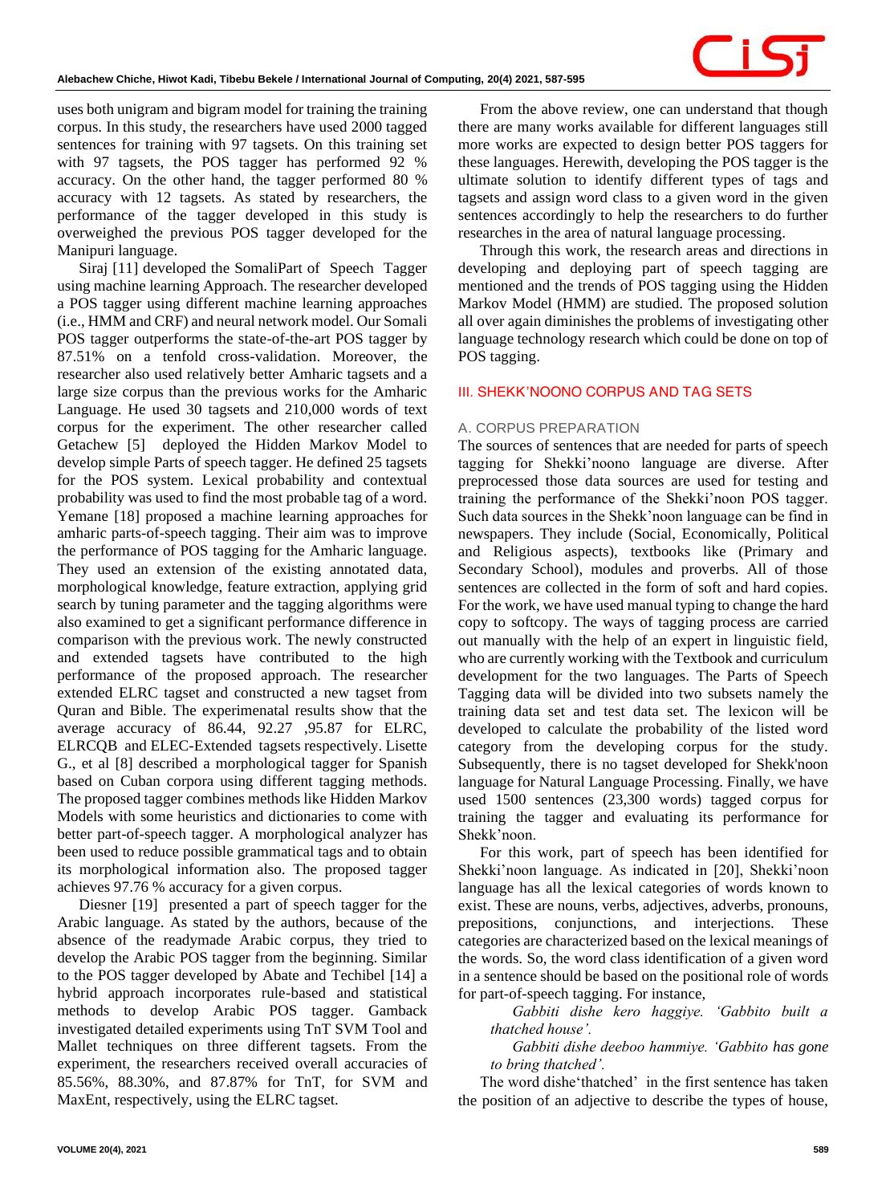uses both unigram and bigram model for training the training corpus. In this study, the researchers have used 2000 tagged sentences for training with 97 tagsets. On this training set with 97 tagsets, the POS tagger has performed 92 % accuracy. On the other hand, the tagger performed 80 % accuracy with 12 tagsets. As stated by researchers, the performance of the tagger developed in this study is overweighed the previous POS tagger developed for the Manipuri language.

Siraj [11] developed the SomaliPart of Speech Tagger using machine learning Approach. The researcher developed a POS tagger using different machine learning approaches (i.e., HMM and CRF) and neural network model. Our Somali POS tagger outperforms the state-of-the-art POS tagger by 87.51% on a tenfold cross-validation. Moreover, the researcher also used relatively better Amharic tagsets and a large size corpus than the previous works for the Amharic Language. He used 30 tagsets and 210,000 words of text corpus for the experiment. The other researcher called Getachew [5] deployed the Hidden Markov Model to develop simple Parts of speech tagger. He defined 25 tagsets for the POS system. Lexical probability and contextual probability was used to find the most probable tag of a word. Yemane [18] proposed a machine learning approaches for amharic parts-of-speech tagging. Their aim was to improve the performance of POS tagging for the Amharic language. They used an extension of the existing annotated data, morphological knowledge, feature extraction, applying grid search by tuning parameter and the tagging algorithms were also examined to get a significant performance difference in comparison with the previous work. The newly constructed and extended tagsets have contributed to the high performance of the proposed approach. The researcher extended ELRC tagset and constructed a new tagset from Quran and Bible. The experimenatal results show that the average accuracy of 86.44, 92.27 ,95.87 for ELRC, ELRCQB and ELEC-Extended tagsets respectively. Lisette G., et al [8] described a morphological tagger for Spanish based on Cuban corpora using different tagging methods. The proposed tagger combines methods like Hidden Markov Models with some heuristics and dictionaries to come with better part-of-speech tagger. A morphological analyzer has been used to reduce possible grammatical tags and to obtain its morphological information also. The proposed tagger achieves 97.76 % accuracy for a given corpus.

Diesner [19] presented a part of speech tagger for the Arabic language. As stated by the authors, because of the absence of the readymade Arabic corpus, they tried to develop the Arabic POS tagger from the beginning. Similar to the POS tagger developed by Abate and Techibel [14] a hybrid approach incorporates rule-based and statistical methods to develop Arabic POS tagger. Gamback investigated detailed experiments using TnT SVM Tool and Mallet techniques on three different tagsets. From the experiment, the researchers received overall accuracies of 85.56%, 88.30%, and 87.87% for TnT, for SVM and MaxEnt, respectively, using the ELRC tagset.

From the above review, one can understand that though there are many works available for different languages still more works are expected to design better POS taggers for these languages. Herewith, developing the POS tagger is the ultimate solution to identify different types of tags and tagsets and assign word class to a given word in the given sentences accordingly to help the researchers to do further researches in the area of natural language processing.

Through this work, the research areas and directions in developing and deploying part of speech tagging are mentioned and the trends of POS tagging using the Hidden Markov Model (HMM) are studied. The proposed solution all over again diminishes the problems of investigating other language technology research which could be done on top of POS tagging.

## III. SHEKK'NOONO CORPUS AND TAG SETS

### A. CORPUS PREPARATION

The sources of sentences that are needed for parts of speech tagging for Shekki'noono language are diverse. After preprocessed those data sources are used for testing and training the performance of the Shekki'noon POS tagger. Such data sources in the Shekk'noon language can be find in newspapers. They include (Social, Economically, Political and Religious aspects), textbooks like (Primary and Secondary School), modules and proverbs. All of those sentences are collected in the form of soft and hard copies. For the work, we have used manual typing to change the hard copy to softcopy. The ways of tagging process are carried out manually with the help of an expert in linguistic field, who are currently working with the Textbook and curriculum development for the two languages. The Parts of Speech Tagging data will be divided into two subsets namely the training data set and test data set. The lexicon will be developed to calculate the probability of the listed word category from the developing corpus for the study. Subsequently, there is no tagset developed for Shekk'noon language for Natural Language Processing. Finally, we have used 1500 sentences (23,300 words) tagged corpus for training the tagger and evaluating its performance for Shekk'noon.

For this work, part of speech has been identified for Shekki'noon language. As indicated in [20], Shekki'noon language has all the lexical categories of words known to exist. These are nouns, verbs, adjectives, adverbs, pronouns, prepositions, conjunctions, and interjections. These categories are characterized based on the lexical meanings of the words. So, the word class identification of a given word in a sentence should be based on the positional role of words for part-of-speech tagging. For instance,

*Gabbiti dishe kero haggiye. 'Gabbito built a thatched house'.*

*Gabbiti dishe deeboo hammiye. 'Gabbito has gone to bring thatched'.*

The word dishe'thatched' in the first sentence has taken the position of an adjective to describe the types of house,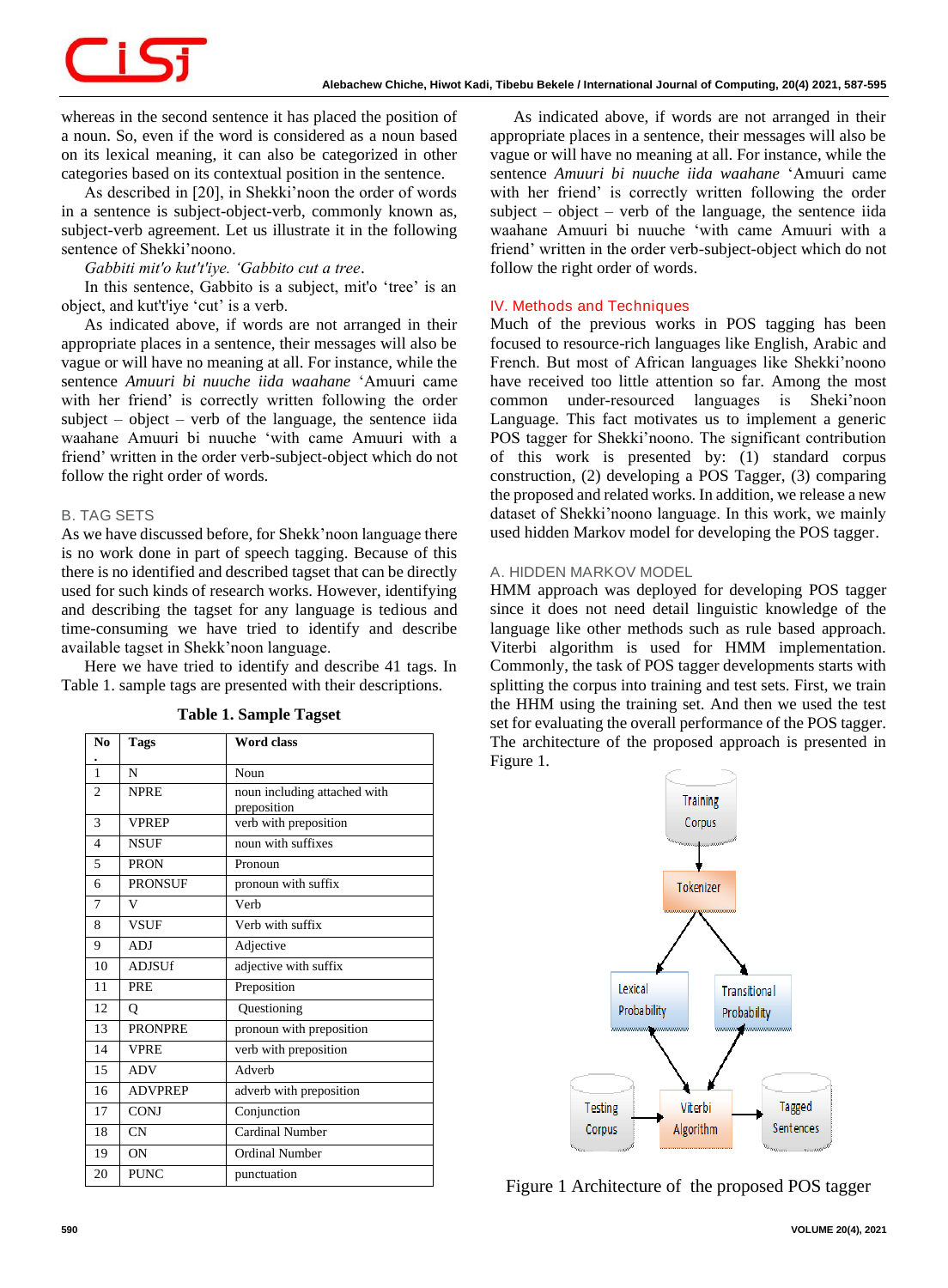whereas in the second sentence it has placed the position of a noun. So, even if the word is considered as a noun based on its lexical meaning, it can also be categorized in other categories based on its contextual position in the sentence.

As described in [20], in Shekki'noon the order of words in a sentence is subject-object-verb, commonly known as, subject-verb agreement. Let us illustrate it in the following sentence of Shekki'noono.

*Gabbiti mit'o kut't'iye. 'Gabbito cut a tree*.

In this sentence, Gabbito is a subject, mit'o 'tree' is an object, and kut't'iye 'cut' is a verb.

As indicated above, if words are not arranged in their appropriate places in a sentence, their messages will also be vague or will have no meaning at all. For instance, while the sentence *Amuuri bi nuuche iida waahane* 'Amuuri came with her friend' is correctly written following the order subject – object – verb of the language, the sentence iida waahane Amuuri bi nuuche 'with came Amuuri with a friend' written in the order verb-subject-object which do not follow the right order of words.

### B. TAG SETS

As we have discussed before, for Shekk'noon language there is no work done in part of speech tagging. Because of this there is no identified and described tagset that can be directly used for such kinds of research works. However, identifying and describing the tagset for any language is tedious and time-consuming we have tried to identify and describe available tagset in Shekk'noon language.

Here we have tried to identify and describe 41 tags. In Table 1. sample tags are presented with their descriptions.

**Table 1. Sample Tagset**

| No. | Tags | Word class |
|---|---|---|
| 1 | N | Noun |
| 2 | NPRE | noun including attached with preposition |
| 3 | VPREP | verb with preposition |
| 4 | NSUF | noun with suffixes |
| 5 | PRON | Pronoun |
| 6 | PRONSUF | pronoun with suffix |
| 7 | V | Verb |
| 8 | VSUF | Verb with suffix |
| 9 | ADJ | Adjective |
| 10 | ADJSUf | adjective with suffix |
| 11 | PRE | Preposition |
| 12 | Q | Questioning |
| 13 | PRONPRE | pronoun with preposition |
| 14 | VPRE | verb with preposition |
| 15 | ADV | Adverb |
| 16 | ADVPREP | adverb with preposition |
| 17 | CONJ | Conjunction |
| 18 | CN | Cardinal Number |
| 19 | ON | Ordinal Number |
| 20 | PUNC | punctuation |

As indicated above, if words are not arranged in their appropriate places in a sentence, their messages will also be vague or will have no meaning at all. For instance, while the sentence *Amuuri bi nuuche iida waahane* 'Amuuri came with her friend' is correctly written following the order subject – object – verb of the language, the sentence iida waahane Amuuri bi nuuche 'with came Amuuri with a friend' written in the order verb-subject-object which do not follow the right order of words.

## IV. Methods and Techniques

Much of the previous works in POS tagging has been focused to resource-rich languages like English, Arabic and French. But most of African languages like Shekki'noono have received too little attention so far. Among the most common under-resourced languages is Sheki'noon Language. This fact motivates us to implement a generic POS tagger for Shekki'noono. The significant contribution of this work is presented by: (1) standard corpus construction, (2) developing a POS Tagger, (3) comparing the proposed and related works. In addition, we release a new dataset of Shekki'noono language. In this work, we mainly used hidden Markov model for developing the POS tagger.

### A. HIDDEN MARKOV MODEL

HMM approach was deployed for developing POS tagger since it does not need detail linguistic knowledge of the language like other methods such as rule based approach. Viterbi algorithm is used for HMM implementation. Commonly, the task of POS tagger developments starts with splitting the corpus into training and test sets. First, we train the HHM using the training set. And then we used the test set for evaluating the overall performance of the POS tagger. The architecture of the proposed approach is presented in Figure 1.

Figure 1 Architecture of the proposed POS tagger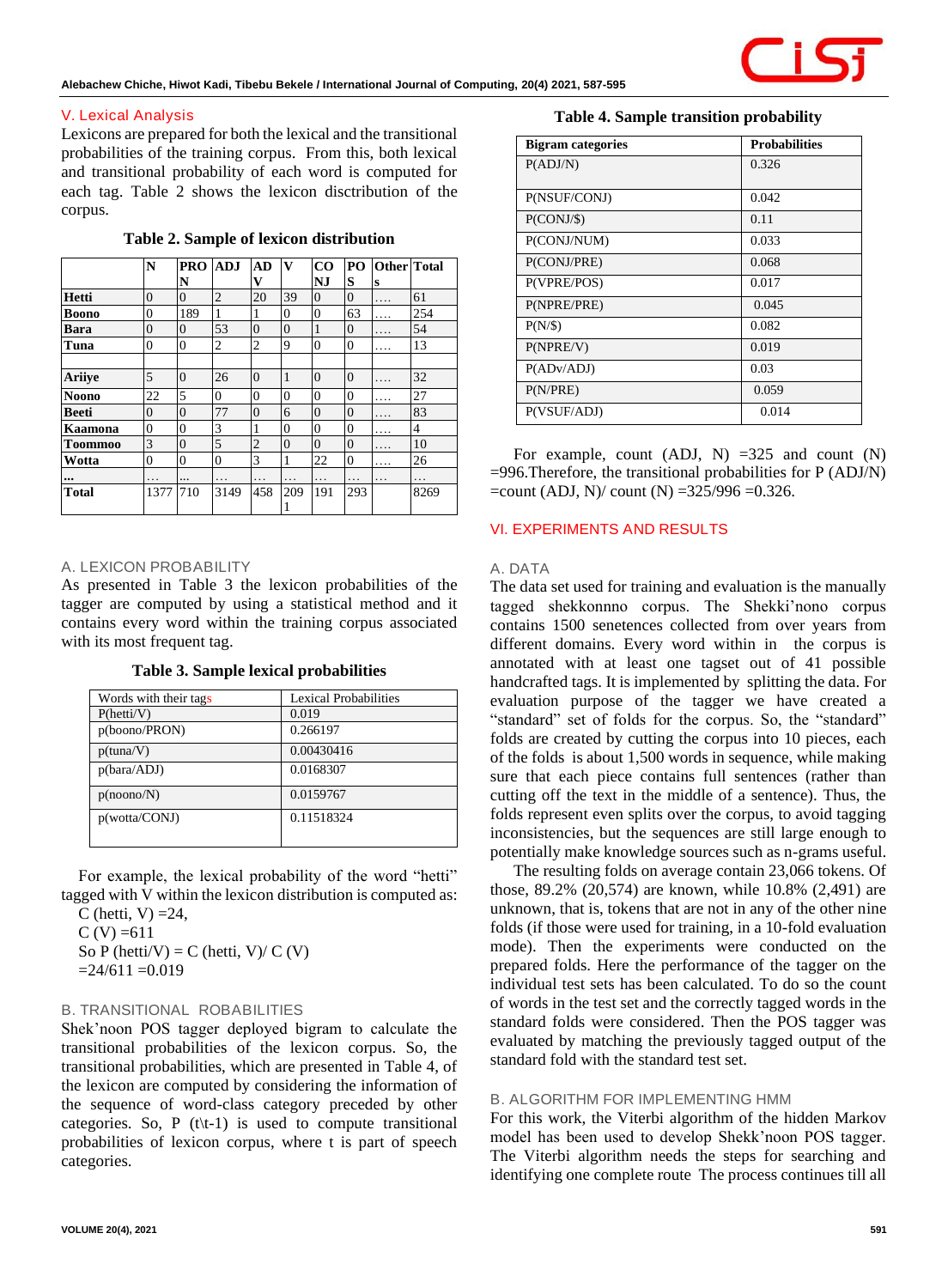## V. Lexical Analysis

Lexicons are prepared for both the lexical and the transitional probabilities of the training corpus. From this, both lexical and transitional probability of each word is computed for each tag. Table 2 shows the lexicon disctribution of the corpus.

**Table 2. Sample of lexicon distribution**

| | N | PRON | ADJ | ADV | V | CONJ | POS | Others | Total |
|---|---|---|---|---|---|---|---|---|---|
| **Hetti** | 0 | 0 | 2 | 20 | 39 | 0 | 0 | …. | 61 |
| **Boono** | 0 | 189 | 1 | 1 | 0 | 0 | 63 | …. | 254 |
| **Bara** | 0 | 0 | 53 | 0 | 0 | 1 | 0 | …. | 54 |
| **Tuna** | 0 | 0 | 2 | 2 | 9 | 0 | 0 | …. | 13 |
| | | | | | | | | | |
| **Ariiye** | 5 | 0 | 26 | 0 | 1 | 0 | 0 | …. | 32 |
| **Noono** | 22 | 5 | 0 | 0 | 0 | 0 | 0 | …. | 27 |
| **Beeti** | 0 | 0 | 77 | 0 | 6 | 0 | 0 | …. | 83 |
| **Kaamona** | 0 | 0 | 3 | 1 | 0 | 0 | 0 | …. | 4 |
| **Toommoo** | 3 | 0 | 5 | 2 | 0 | 0 | 0 | …. | 10 |
| **Wotta** | 0 | 0 | 0 | 3 | 1 | 22 | 0 | …. | 26 |
| **...** | … | ... | … | … | … | … | … | … | … |
| **Total** | 1377 | 710 | 3149 | 458 | 2091 | 191 | 293 | | 8269 |

### A. LEXICON PROBABILITY

As presented in Table 3 the lexicon probabilities of the tagger are computed by using a statistical method and it contains every word within the training corpus associated with its most frequent tag.

**Table 3. Sample lexical probabilities**

| Words with their tags | Lexical Probabilities |
|---|---|
| P(hetti/V) | 0.019 |
| p(boono/PRON) | 0.266197 |
| p(tuna/V) | 0.00430416 |
| p(bara/ADJ) | 0.0168307 |
| p(noono/N) | 0.0159767 |
| p(wotta/CONJ) | 0.11518324 |

For example, the lexical probability of the word "hetti" tagged with V within the lexicon distribution is computed as:

C (hetti, V) =24,

C (V) =611

So P (hetti/V) = C (hetti, V)/ C (V)

=24/611 =0.019

### B. TRANSITIONAL ROBABILITIES

Shek'noon POS tagger deployed bigram to calculate the transitional probabilities of the lexicon corpus. So, the transitional probabilities, which are presented in Table 4, of the lexicon are computed by considering the information of the sequence of word-class category preceded by other categories. So, P (t\t-1) is used to compute transitional probabilities of lexicon corpus, where t is part of speech categories.

**Table 4. Sample transition probability**

| Bigram categories | Probabilities |
|---|---|
| P(ADJ/N) | 0.326 |
| P(NSUF/CONJ) | 0.042 |
| P(CONJ/$) | 0.11 |
| P(CONJ/NUM) | 0.033 |
| P(CONJ/PRE) | 0.068 |
| P(VPRE/POS) | 0.017 |
| P(NPRE/PRE) | 0.045 |
| P(N/$) | 0.082 |
| P(NPRE/V) | 0.019 |
| P(ADv/ADJ) | 0.03 |
| P(N/PRE) | 0.059 |
| P(VSUF/ADJ) | 0.014 |

For example, count (ADJ, N) =325 and count (N) =996.Therefore, the transitional probabilities for P (ADJ/N) =count (ADJ, N)/ count (N) =325/996 =0.326.

## VI. EXPERIMENTS AND RESULTS

### A. DATA

The data set used for training and evaluation is the manually tagged shekkonnno corpus. The Shekki'nono corpus contains 1500 senetences collected from over years from different domains. Every word within in the corpus is annotated with at least one tagset out of 41 possible handcrafted tags. It is implemented by splitting the data. For evaluation purpose of the tagger we have created a "standard" set of folds for the corpus. So, the "standard" folds are created by cutting the corpus into 10 pieces, each of the folds is about 1,500 words in sequence, while making sure that each piece contains full sentences (rather than cutting off the text in the middle of a sentence). Thus, the folds represent even splits over the corpus, to avoid tagging inconsistencies, but the sequences are still large enough to potentially make knowledge sources such as n-grams useful.

The resulting folds on average contain 23,066 tokens. Of those, 89.2% (20,574) are known, while 10.8% (2,491) are unknown, that is, tokens that are not in any of the other nine folds (if those were used for training, in a 10-fold evaluation mode). Then the experiments were conducted on the prepared folds. Here the performance of the tagger on the individual test sets has been calculated. To do so the count of words in the test set and the correctly tagged words in the standard folds were considered. Then the POS tagger was evaluated by matching the previously tagged output of the standard fold with the standard test set.

### B. ALGORITHM FOR IMPLEMENTING HMM

For this work, the Viterbi algorithm of the hidden Markov model has been used to develop Shekk'noon POS tagger. The Viterbi algorithm needs the steps for searching and identifying one complete route The process continues till all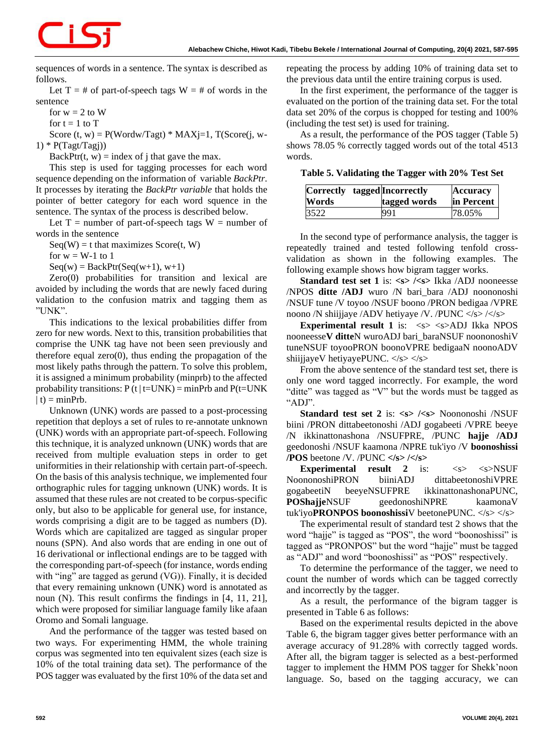sequences of words in a sentence. The syntax is described as follows.

Let T = # of part-of-speech tags W = # of words in the sentence

for w = 2 to W

for t = 1 to T

Score (t, w) = P(Wordw/Tagt) * MAXj=1, T(Score(j, w-1) * P(Tagt/Tagj))

BackPtr(t, w) = index of j that gave the max.

This step is used for tagging processes for each word sequence depending on the information of variable *BackPtr*. It processes by iterating the *BackPtr variable* that holds the pointer of better category for each word squence in the sentence. The syntax of the process is described below.

Let T = number of part-of-speech tags W = number of words in the sentence

Seq(W) = t that maximizes Score(t, W)

for w = W-1 to 1

Seq(w) = BackPtr(Seq(w+1), w+1)

Zero(0) probabilities for transition and lexical are avoided by including the words that are newly faced during validation to the confusion matrix and tagging them as "UNK".

This indications to the lexical probabilities differ from zero for new words. Next to this, transition probabilities that comprise the UNK tag have not been seen previously and therefore equal zero(0), thus ending the propagation of the most likely paths through the pattern. To solve this problem, it is assigned a minimum probability (minprb) to the affected probability transitions: P (t | t=UNK) = minPrb and P(t=UNK | t) = minPrb.

Unknown (UNK) words are passed to a post-processing repetition that deploys a set of rules to re-annotate unknown (UNK) words with an appropriate part-of-speech. Following this technique, it is analyzed unknown (UNK) words that are received from multiple evaluation steps in order to get uniformities in their relationship with certain part-of-speech. On the basis of this analysis technique, we implemented four orthographic rules for tagging unknown (UNK) words. It is assumed that these rules are not created to be corpus-specific only, but also to be applicable for general use, for instance, words comprising a digit are to be tagged as numbers (D). Words which are capitalized are tagged as singular proper nouns (SPN). And also words that are ending in one out of 16 derivational or inflectional endings are to be tagged with the corresponding part-of-speech (for instance, words ending with "ing" are tagged as gerund (VG)). Finally, it is decided that every remaining unknown (UNK) word is annotated as noun (N). This result confirms the findings in [4, 11, 21], which were proposed for similiar language family like afaan Oromo and Somali language.

And the performance of the tagger was tested based on two ways. For experimenting HMM, the whole training corpus was segmented into ten equivalent sizes (each size is 10% of the total training data set). The performance of the POS tagger was evaluated by the first 10% of the data set and repeating the process by adding 10% of training data set to the previous data until the entire training corpus is used.

In the first experiment, the performance of the tagger is evaluated on the portion of the training data set. For the total data set 20% of the corpus is chopped for testing and 100% (including the test set) is used for training.

As a result, the performance of the POS tagger (Table 5) shows 78.05 % correctly tagged words out of the total 4513 words.

**Table 5. Validating the Tagger with 20% Test Set**

| Correctly tagged Words | Incorrectly tagged words | Accuracy in Percent |
|---|---|---|
| 3522 | 991 | 78.05% |

In the second type of performance analysis, the tagger is repeatedly trained and tested following tenfold cross-validation as shown in the following examples. The following example shows how bigram tagger works.

**Standard test set 1** is: **<s> /<s>** Ikka /ADJ nooneesse /NPOS **ditte /ADJ** wuro /N bari_bara /ADJ noononoshi /NSUF tune /V toyoo /NSUF boono /PRON bedigaa /VPRE noono /N shiijjaye /ADV hetiyaye /V. /PUNC </s> /</s>

**Experimental result 1** is: <s> <s>ADJ Ikka NPOS nooneesse**V ditte**N wuroADJ bari_baraNSUF noononoshiV tuneNSUF toyooPRON boonoVPRE bedigaaN noonoADV shiijjayeV hetiyayePUNC. </s> </s>

From the above sentence of the standard test set, there is only one word tagged incorrectly. For example, the word "ditte" was tagged as "V" but the words must be tagged as "ADJ".

**Standard test set 2** is: **<s> /<s>** Noononoshi /NSUF biini /PRON dittabeetonoshi /ADJ gogabeeti /VPRE beeye /N ikkinattonashona /NSUFPRE, /PUNC **hajje /ADJ** geedonoshi /NSUF kaamona /NPRE tuk'iyo /V **boonoshissi /POS** beetone /V. /PUNC **</s> /</s>**

**Experimental result 2** is: <s> <s>NSUF NoononoshiPRON biiniADJ dittabeetonoshiVPRE gogabeetiN beeyeNSUFPRE ikkinattonashonaPUNC, **POShajje**NSUF geedonoshiNPRE kaamonaV tuk'iyo**PRONPOS boonoshissi**V beetonePUNC. </s> </s>

The experimental result of standard test 2 shows that the word "hajje" is tagged as "POS", the word "boonoshissi" is tagged as "PRONPOS" but the word "hajje" must be tagged as "ADJ" and word "boonoshissi" as "POS" respectively.

To determine the performance of the tagger, we need to count the number of words which can be tagged correctly and incorrectly by the tagger.

As a result, the performance of the bigram tagger is presented in Table 6 as follows:

Based on the experimental results depicted in the above Table 6, the bigram tagger gives better performance with an average accuracy of 91.28% with correctly tagged words. After all, the bigram tagger is selected as a best-performed tagger to implement the HMM POS tagger for Shekk'noon language. So, based on the tagging accuracy, we can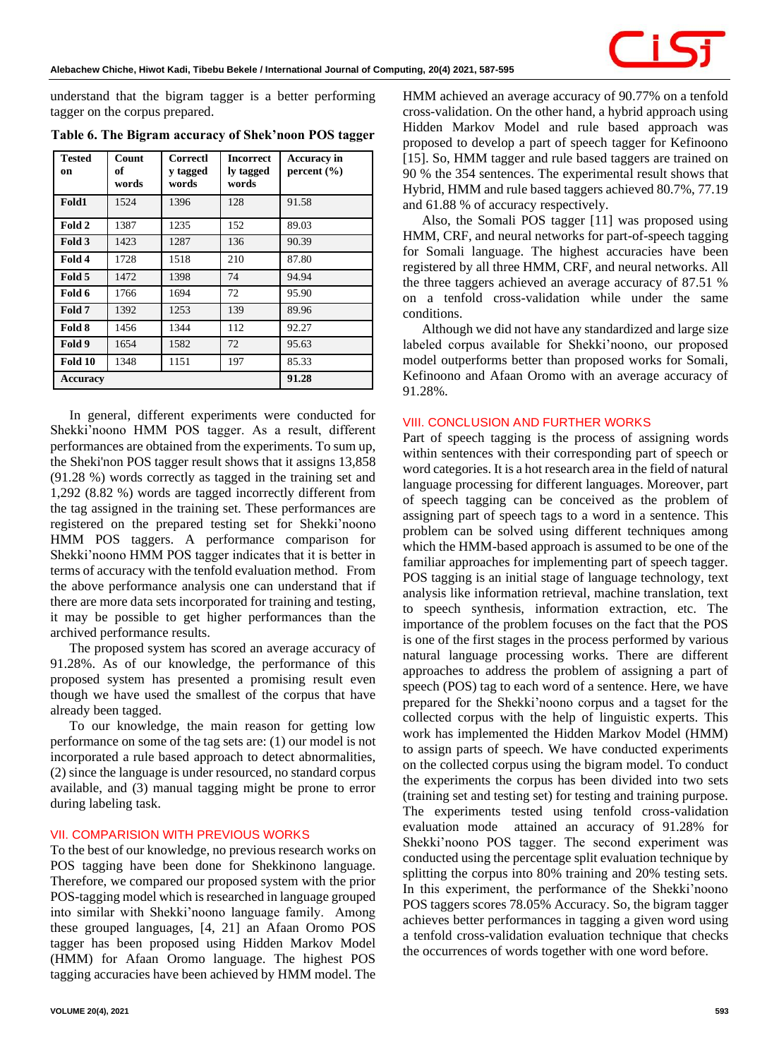understand that the bigram tagger is a better performing tagger on the corpus prepared.

**Table 6. The Bigram accuracy of Shek'noon POS tagger**

| Tested on | Count of words | Correctly tagged words | Incorrectly tagged words | Accuracy in percent (%) |
|---|---|---|---|---|
| Fold1 | 1524 | 1396 | 128 | 91.58 |
| Fold 2 | 1387 | 1235 | 152 | 89.03 |
| Fold 3 | 1423 | 1287 | 136 | 90.39 |
| Fold 4 | 1728 | 1518 | 210 | 87.80 |
| Fold 5 | 1472 | 1398 | 74 | 94.94 |
| Fold 6 | 1766 | 1694 | 72 | 95.90 |
| Fold 7 | 1392 | 1253 | 139 | 89.96 |
| Fold 8 | 1456 | 1344 | 112 | 92.27 |
| Fold 9 | 1654 | 1582 | 72 | 95.63 |
| Fold 10 | 1348 | 1151 | 197 | 85.33 |
| Accuracy | | | | 91.28 |

In general, different experiments were conducted for Shekki'noono HMM POS tagger. As a result, different performances are obtained from the experiments. To sum up, the Sheki'non POS tagger result shows that it assigns 13,858 (91.28 %) words correctly as tagged in the training set and 1,292 (8.82 %) words are tagged incorrectly different from the tag assigned in the training set. These performances are registered on the prepared testing set for Shekki'noono HMM POS taggers. A performance comparison for Shekki'noono HMM POS tagger indicates that it is better in terms of accuracy with the tenfold evaluation method. From the above performance analysis one can understand that if there are more data sets incorporated for training and testing, it may be possible to get higher performances than the archived performance results.

The proposed system has scored an average accuracy of 91.28%. As of our knowledge, the performance of this proposed system has presented a promising result even though we have used the smallest of the corpus that have already been tagged.

To our knowledge, the main reason for getting low performance on some of the tag sets are: (1) our model is not incorporated a rule based approach to detect abnormalities, (2) since the language is under resourced, no standard corpus available, and (3) manual tagging might be prone to error during labeling task.

## VII. COMPARISION WITH PREVIOUS WORKS

To the best of our knowledge, no previous research works on POS tagging have been done for Shekkinono language. Therefore, we compared our proposed system with the prior POS-tagging model which is researched in language grouped into similar with Shekki'noono language family. Among these grouped languages, [4, 21] an Afaan Oromo POS tagger has been proposed using Hidden Markov Model (HMM) for Afaan Oromo language. The highest POS tagging accuracies have been achieved by HMM model. The HMM achieved an average accuracy of 90.77% on a tenfold cross-validation. On the other hand, a hybrid approach using Hidden Markov Model and rule based approach was proposed to develop a part of speech tagger for Kefinoono [15]. So, HMM tagger and rule based taggers are trained on 90 % the 354 sentences. The experimental result shows that Hybrid, HMM and rule based taggers achieved 80.7%, 77.19 and 61.88 % of accuracy respectively.

Also, the Somali POS tagger [11] was proposed using HMM, CRF, and neural networks for part-of-speech tagging for Somali language. The highest accuracies have been registered by all three HMM, CRF, and neural networks. All the three taggers achieved an average accuracy of 87.51 % on a tenfold cross-validation while under the same conditions.

Although we did not have any standardized and large size labeled corpus available for Shekki'noono, our proposed model outperforms better than proposed works for Somali, Kefinoono and Afaan Oromo with an average accuracy of 91.28%.

## VIII. CONCLUSION AND FURTHER WORKS

Part of speech tagging is the process of assigning words within sentences with their corresponding part of speech or word categories. It is a hot research area in the field of natural language processing for different languages. Moreover, part of speech tagging can be conceived as the problem of assigning part of speech tags to a word in a sentence. This problem can be solved using different techniques among which the HMM-based approach is assumed to be one of the familiar approaches for implementing part of speech tagger. POS tagging is an initial stage of language technology, text analysis like information retrieval, machine translation, text to speech synthesis, information extraction, etc. The importance of the problem focuses on the fact that the POS is one of the first stages in the process performed by various natural language processing works. There are different approaches to address the problem of assigning a part of speech (POS) tag to each word of a sentence. Here, we have prepared for the Shekki'noono corpus and a tagset for the collected corpus with the help of linguistic experts. This work has implemented the Hidden Markov Model (HMM) to assign parts of speech. We have conducted experiments on the collected corpus using the bigram model. To conduct the experiments the corpus has been divided into two sets (training set and testing set) for testing and training purpose. The experiments tested using tenfold cross-validation evaluation mode attained an accuracy of 91.28% for Shekki'noono POS tagger. The second experiment was conducted using the percentage split evaluation technique by splitting the corpus into 80% training and 20% testing sets. In this experiment, the performance of the Shekki'noono POS taggers scores 78.05% Accuracy. So, the bigram tagger achieves better performances in tagging a given word using a tenfold cross-validation evaluation technique that checks the occurrences of words together with one word before.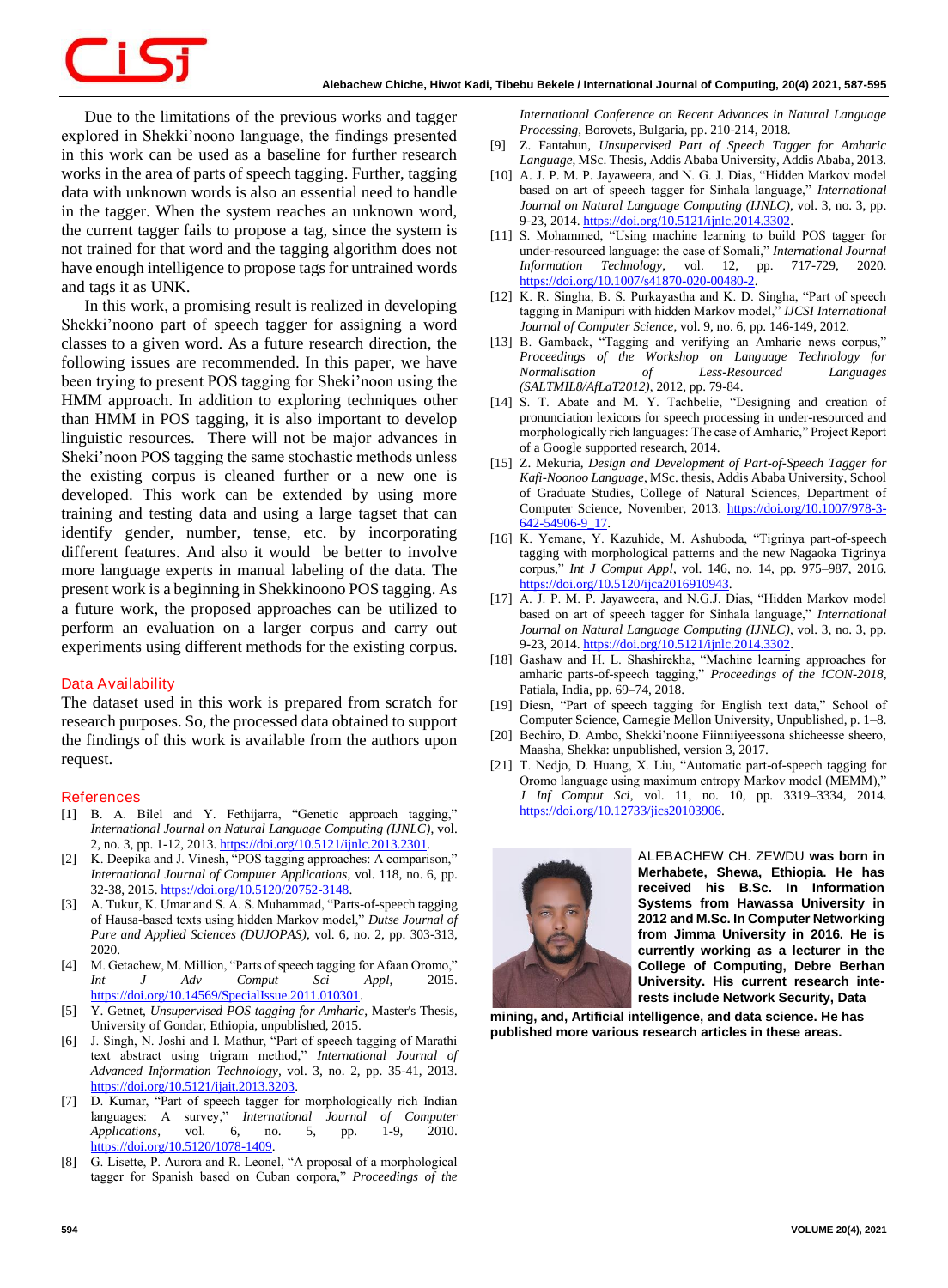Due to the limitations of the previous works and tagger explored in Shekki'noono language, the findings presented in this work can be used as a baseline for further research works in the area of parts of speech tagging. Further, tagging data with unknown words is also an essential need to handle in the tagger. When the system reaches an unknown word, the current tagger fails to propose a tag, since the system is not trained for that word and the tagging algorithm does not have enough intelligence to propose tags for untrained words and tags it as UNK.

In this work, a promising result is realized in developing Shekki'noono part of speech tagger for assigning a word classes to a given word. As a future research direction, the following issues are recommended. In this paper, we have been trying to present POS tagging for Sheki'noon using the HMM approach. In addition to exploring techniques other than HMM in POS tagging, it is also important to develop linguistic resources. There will not be major advances in Sheki'noon POS tagging the same stochastic methods unless the existing corpus is cleaned further or a new one is developed. This work can be extended by using more training and testing data and using a large tagset that can identify gender, number, tense, etc. by incorporating different features. And also it would be better to involve more language experts in manual labeling of the data. The present work is a beginning in Shekkinoono POS tagging. As a future work, the proposed approaches can be utilized to perform an evaluation on a larger corpus and carry out experiments using different methods for the existing corpus.

## Data Availability

The dataset used in this work is prepared from scratch for research purposes. So, the processed data obtained to support the findings of this work is available from the authors upon request.

## References

[1] B. A. Bilel and Y. Fethijarra, "Genetic approach tagging," *International Journal on Natural Language Computing (IJNLC)*, vol. 2, no. 3, pp. 1-12, 2013. https://doi.org/10.5121/ijnlc.2013.2301.

[2] K. Deepika and J. Vinesh, "POS tagging approaches: A comparison," *International Journal of Computer Applications*, vol. 118, no. 6, pp. 32-38, 2015. https://doi.org/10.5120/20752-3148.

[3] A. Tukur, K. Umar and S. A. S. Muhammad, "Parts-of-speech tagging of Hausa-based texts using hidden Markov model," *Dutse Journal of Pure and Applied Sciences (DUJOPAS)*, vol. 6, no. 2, pp. 303-313, 2020.

[4] M. Getachew, M. Million, "Parts of speech tagging for Afaan Oromo," *Int J Adv Comput Sci Appl*, 2015. https://doi.org/10.14569/SpecialIssue.2011.010301.

[5] Y. Getnet, *Unsupervised POS tagging for Amharic*, Master's Thesis, University of Gondar, Ethiopia, unpublished, 2015.

[6] J. Singh, N. Joshi and I. Mathur, "Part of speech tagging of Marathi text abstract using trigram method," *International Journal of Advanced Information Technology*, vol. 3, no. 2, pp. 35-41, 2013. https://doi.org/10.5121/ijait.2013.3203.

[7] D. Kumar, "Part of speech tagger for morphologically rich Indian languages: A survey," *International Journal of Computer Applications*, vol. 6, no. 5, pp. 1-9, 2010. https://doi.org/10.5120/1078-1409.

[8] G. Lisette, P. Aurora and R. Leonel, "A proposal of a morphological tagger for Spanish based on Cuban corpora," *Proceedings of the International Conference on Recent Advances in Natural Language Processing*, Borovets, Bulgaria, pp. 210-214, 2018.

[9] Z. Fantahun, *Unsupervised Part of Speech Tagger for Amharic Language*, MSc. Thesis, Addis Ababa University, Addis Ababa, 2013.

[10] A. J. P. M. P. Jayaweera, and N. G. J. Dias, "Hidden Markov model based on art of speech tagger for Sinhala language," *International Journal on Natural Language Computing (IJNLC)*, vol. 3, no. 3, pp. 9-23, 2014. https://doi.org/10.5121/ijnlc.2014.3302.

[11] S. Mohammed, "Using machine learning to build POS tagger for under-resourced language: the case of Somali," *International Journal Information Technology*, vol. 12, pp. 717-729, 2020. https://doi.org/10.1007/s41870-020-00480-2.

[12] K. R. Singha, B. S. Purkayastha and K. D. Singha, "Part of speech tagging in Manipuri with hidden Markov model," *IJCSI International Journal of Computer Science*, vol. 9, no. 6, pp. 146-149, 2012.

[13] B. Gamback, "Tagging and verifying an Amharic news corpus," *Proceedings of the Workshop on Language Technology for Normalisation of Less-Resourced Languages (SALTMIL8/AfLaT2012)*, 2012, pp. 79-84.

[14] S. T. Abate and M. Y. Tachbelie, "Designing and creation of pronunciation lexicons for speech processing in under-resourced and morphologically rich languages: The case of Amharic," Project Report of a Google supported research, 2014.

[15] Z. Mekuria, *Design and Development of Part-of-Speech Tagger for Kafi-Noonoo Language*, MSc. thesis, Addis Ababa University, School of Graduate Studies, College of Natural Sciences, Department of Computer Science, November, 2013. https://doi.org/10.1007/978-3-642-54906-9_17.

[16] K. Yemane, Y. Kazuhide, M. Ashuboda, "Tigrinya part-of-speech tagging with morphological patterns and the new Nagaoka Tigrinya corpus," *Int J Comput Appl*, vol. 146, no. 14, pp. 975–987, 2016. https://doi.org/10.5120/ijca2016910943.

[17] A. J. P. M. P. Jayaweera, and N.G.J. Dias, "Hidden Markov model based on art of speech tagger for Sinhala language," *International Journal on Natural Language Computing (IJNLC)*, vol. 3, no. 3, pp. 9-23, 2014. https://doi.org/10.5121/ijnlc.2014.3302.

[18] Gashaw and H. L. Shashirekha, "Machine learning approaches for amharic parts-of-speech tagging," *Proceedings of the ICON-2018*, Patiala, India, pp. 69–74, 2018.

[19] Diesn, "Part of speech tagging for English text data," School of Computer Science, Carnegie Mellon University, Unpublished, p. 1–8.

[20] Bechiro, D. Ambo, Shekki'noone Fiinniiyeessona shicheesse sheero, Maasha, Shekka: unpublished, version 3, 2017.

[21] T. Nedjo, D. Huang, X. Liu, "Automatic part-of-speech tagging for Oromo language using maximum entropy Markov model (MEMM)," *J Inf Comput Sci*, vol. 11, no. 10, pp. 3319–3334, 2014. https://doi.org/10.12733/jics20103906.

ALEBACHEW CH. ZEWDU **was born in Merhabete, Shewa, Ethiopia. He has received his B.Sc. In Information Systems from Hawassa University in 2012 and M.Sc. In Computer Networking from Jimma University in 2016. He is currently working as a lecturer in the College of Computing, Debre Berhan University. His current research interests include Network Security, Data mining, and, Artificial intelligence, and data science. He has published more various research articles in these areas.**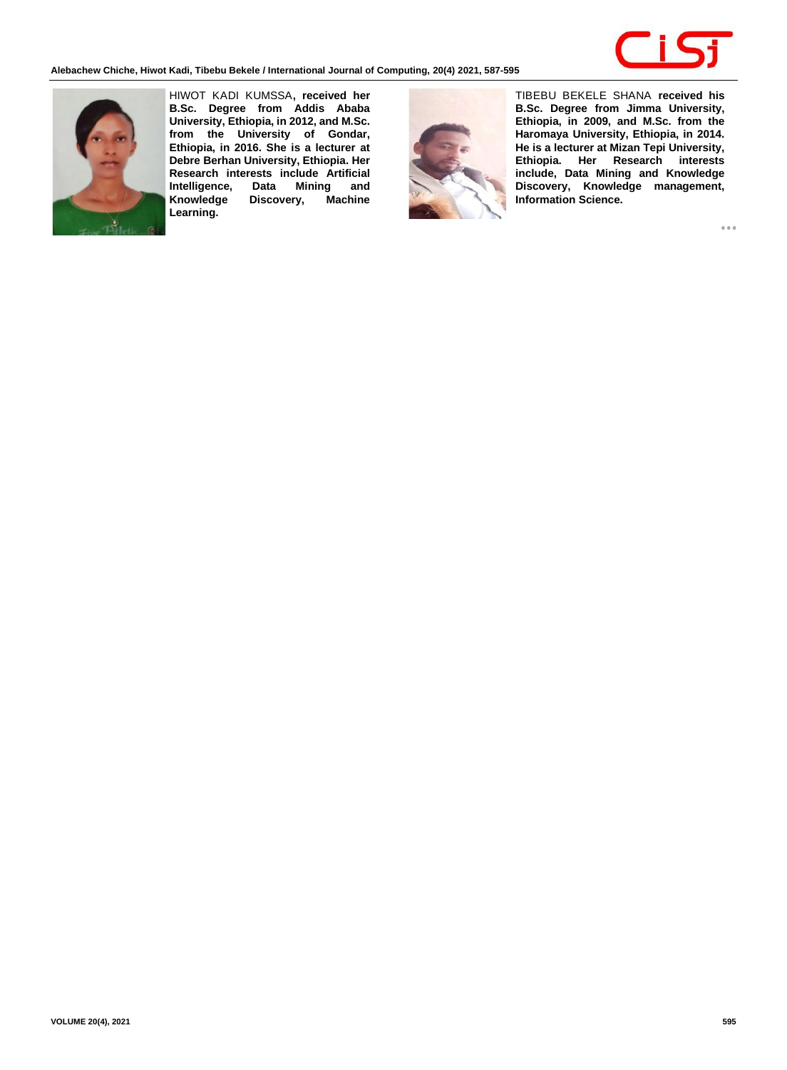HIWOT KADI KUMSSA, **received her B.Sc. Degree from Addis Ababa University, Ethiopia, in 2012, and M.Sc. from the University of Gondar, Ethiopia, in 2016. She is a lecturer at Debre Berhan University, Ethiopia. Her Research interests include Artificial Intelligence, Data Mining and Knowledge Discovery, Machine Learning.**

TIBEBU BEKELE SHANA **received his B.Sc. Degree from Jimma University, Ethiopia, in 2009, and M.Sc. from the Haromaya University, Ethiopia, in 2014. He is a lecturer at Mizan Tepi University, Ethiopia. Her Research interests include, Data Mining and Knowledge Discovery, Knowledge management, Information Science.**